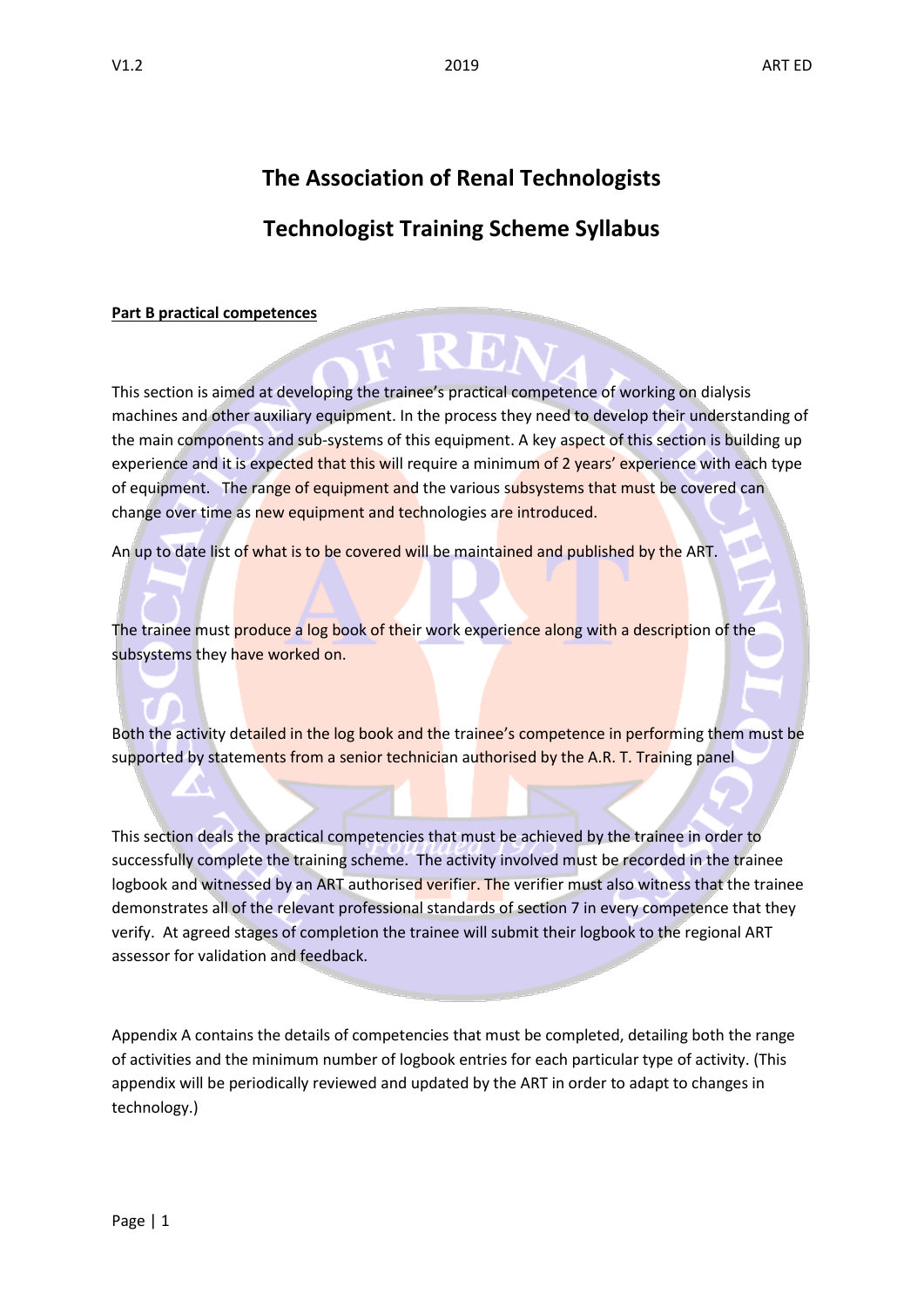# The Association of Renal Technologists

# Technologist Training Scheme Syllabus

**Part B practical competences**

This section is aimed at developing the trainee's practical competence of working on dialysis machines and other auxiliary equipment. In the process they need to develop their understanding of the main components and sub-systems of this equipment. A key aspect of this section is building up experience and it is expected that this will require a minimum of 2 years' experience with each type of equipment. The range of equipment and the various subsystems that must be covered can change over time as new equipment and technologies are introduced.

An up to date list of what is to be covered will be maintained and published by the ART.

The trainee must produce a log book of their work experience along with a description of the subsystems they have worked on.

Both the activity detailed in the log book and the trainee's competence in performing them must be supported by statements from a senior technician authorised by the A.R. T. Training panel

This section deals the practical competencies that must be achieved by the trainee in order to successfully complete the training scheme. The activity involved must be recorded in the trainee logbook and witnessed by an ART authorised verifier. The verifier must also witness that the trainee demonstrates all of the relevant professional standards of section 7 in every competence that they verify. At agreed stages of completion the trainee will submit their logbook to the regional ART assessor for validation and feedback.

Appendix A contains the details of competencies that must be completed, detailing both the range of activities and the minimum number of logbook entries for each particular type of activity. (This appendix will be periodically reviewed and updated by the ART in order to adapt to changes in technology.)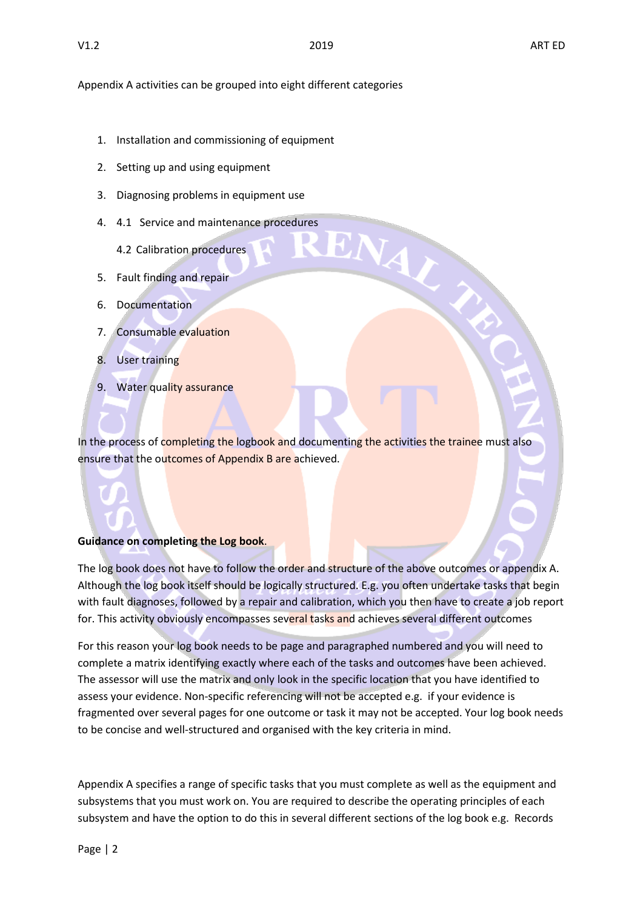Appendix A activities can be grouped into eight different categories

1. Installation and commissioning of equipment
2. Setting up and using equipment
3. Diagnosing problems in equipment use
4. 4.1 Service and maintenance procedures

   4.2 Calibration procedures
5. Fault finding and repair
6. Documentation
7. Consumable evaluation
8. User training
9. Water quality assurance

In the process of completing the logbook and documenting the activities the trainee must also ensure that the outcomes of Appendix B are achieved.

**Guidance on completing the Log book**.

The log book does not have to follow the order and structure of the above outcomes or appendix A. Although the log book itself should be logically structured. E.g. you often undertake tasks that begin with fault diagnoses, followed by a repair and calibration, which you then have to create a job report for. This activity obviously encompasses several tasks and achieves several different outcomes

For this reason your log book needs to be page and paragraphed numbered and you will need to complete a matrix identifying exactly where each of the tasks and outcomes have been achieved. The assessor will use the matrix and only look in the specific location that you have identified to assess your evidence. Non-specific referencing will not be accepted e.g. if your evidence is fragmented over several pages for one outcome or task it may not be accepted. Your log book needs to be concise and well-structured and organised with the key criteria in mind.

Appendix A specifies a range of specific tasks that you must complete as well as the equipment and subsystems that you must work on. You are required to describe the operating principles of each subsystem and have the option to do this in several different sections of the log book e.g. Records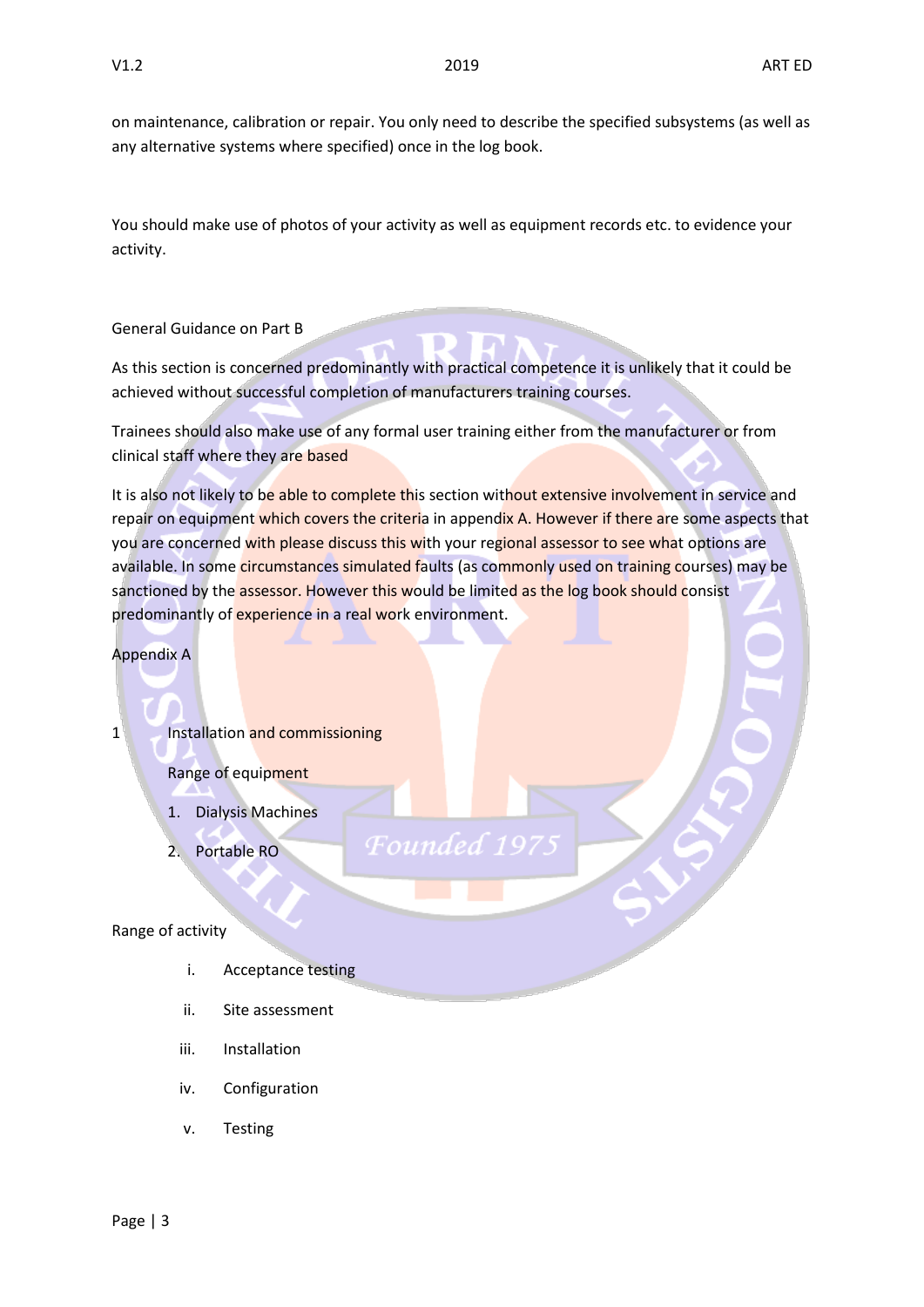on maintenance, calibration or repair. You only need to describe the specified subsystems (as well as any alternative systems where specified) once in the log book.

You should make use of photos of your activity as well as equipment records etc. to evidence your activity.

General Guidance on Part B

As this section is concerned predominantly with practical competence it is unlikely that it could be achieved without successful completion of manufacturers training courses.

Trainees should also make use of any formal user training either from the manufacturer or from clinical staff where they are based

It is also not likely to be able to complete this section without extensive involvement in service and repair on equipment which covers the criteria in appendix A. However if there are some aspects that you are concerned with please discuss this with your regional assessor to see what options are available. In some circumstances simulated faults (as commonly used on training courses) may be sanctioned by the assessor. However this would be limited as the log book should consist predominantly of experience in a real work environment.

Appendix A

1 Installation and commissioning

Range of equipment

1. Dialysis Machines
2. Portable RO

Range of activity

i. Acceptance testing
ii. Site assessment
iii. Installation
iv. Configuration
v. Testing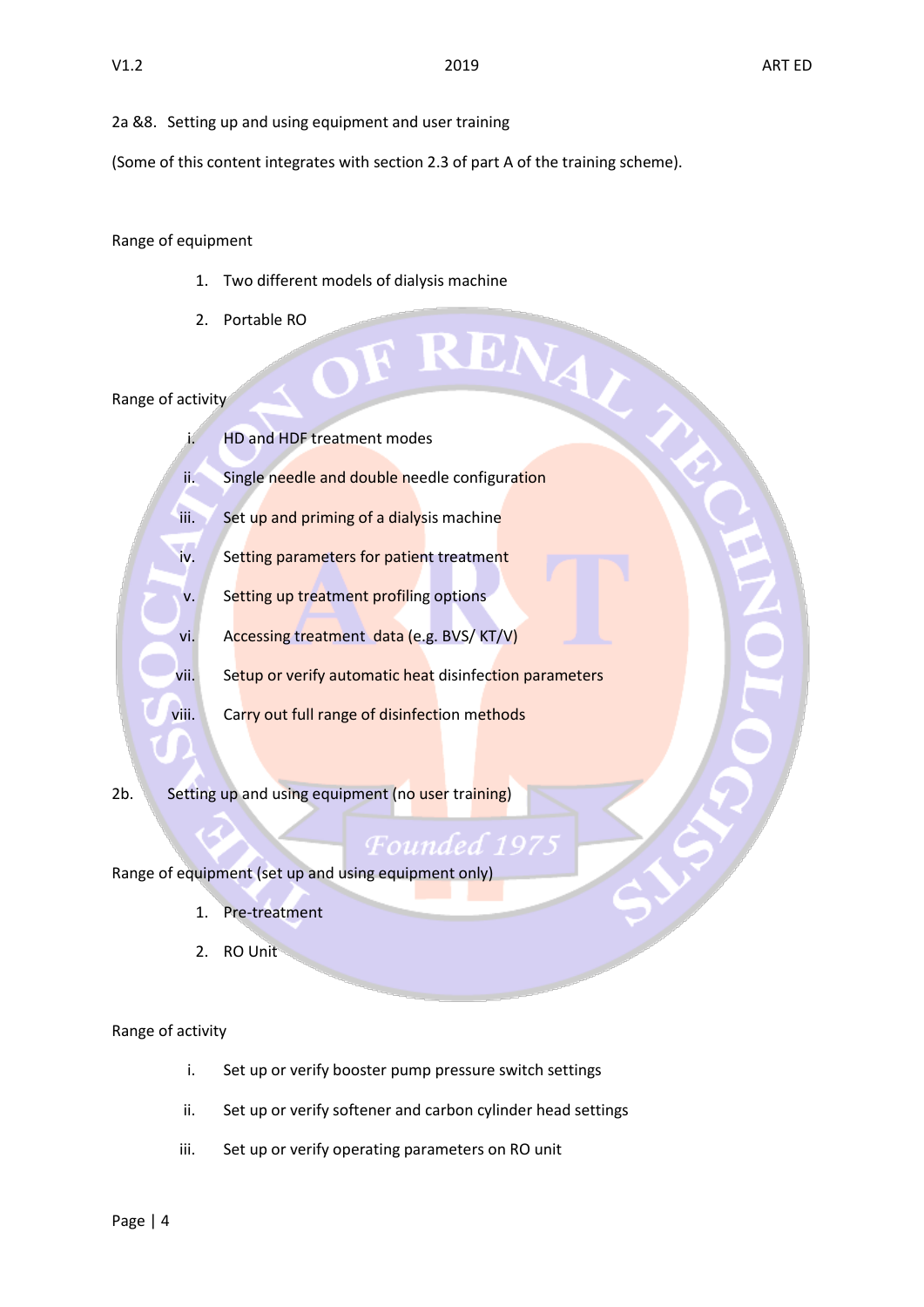2a &8. Setting up and using equipment and user training

(Some of this content integrates with section 2.3 of part A of the training scheme).

Range of equipment

1. Two different models of dialysis machine
2. Portable RO

Range of activity

i. HD and HDF treatment modes
ii. Single needle and double needle configuration
iii. Set up and priming of a dialysis machine
iv. Setting parameters for patient treatment
v. Setting up treatment profiling options
vi. Accessing treatment data (e.g. BVS/ KT/V)
vii. Setup or verify automatic heat disinfection parameters
viii. Carry out full range of disinfection methods

2b. Setting up and using equipment (no user training)

Range of equipment (set up and using equipment only)

1. Pre-treatment
2. RO Unit

Range of activity

i. Set up or verify booster pump pressure switch settings
ii. Set up or verify softener and carbon cylinder head settings
iii. Set up or verify operating parameters on RO unit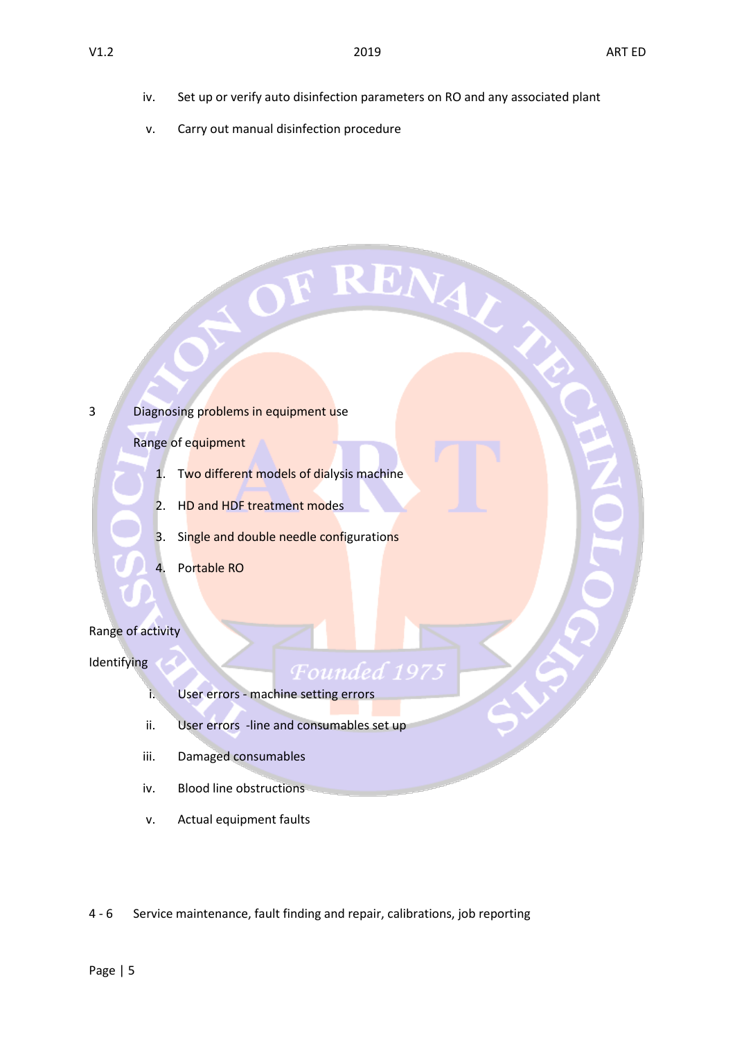iv. Set up or verify auto disinfection parameters on RO and any associated plant

v. Carry out manual disinfection procedure

3 Diagnosing problems in equipment use

Range of equipment

1. Two different models of dialysis machine
2. HD and HDF treatment modes
3. Single and double needle configurations
4. Portable RO

Range of activity

Identifying

i. User errors - machine setting errors

ii. User errors -line and consumables set up

iii. Damaged consumables

iv. Blood line obstructions

v. Actual equipment faults

4 - 6 Service maintenance, fault finding and repair, calibrations, job reporting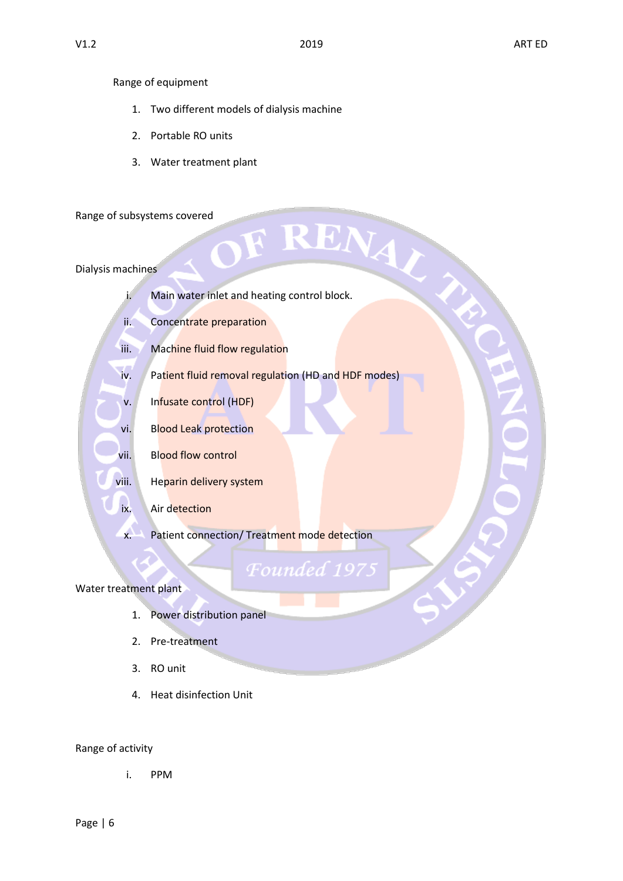Range of equipment

1. Two different models of dialysis machine
2. Portable RO units
3. Water treatment plant

Range of subsystems covered

Dialysis machines

i. Main water inlet and heating control block.
ii. Concentrate preparation
iii. Machine fluid flow regulation
iv. Patient fluid removal regulation (HD and HDF modes)
v. Infusate control (HDF)
vi. Blood Leak protection
vii. Blood flow control
viii. Heparin delivery system
ix. Air detection
x. Patient connection/ Treatment mode detection

Water treatment plant

1. Power distribution panel
2. Pre-treatment
3. RO unit
4. Heat disinfection Unit

Range of activity

i. PPM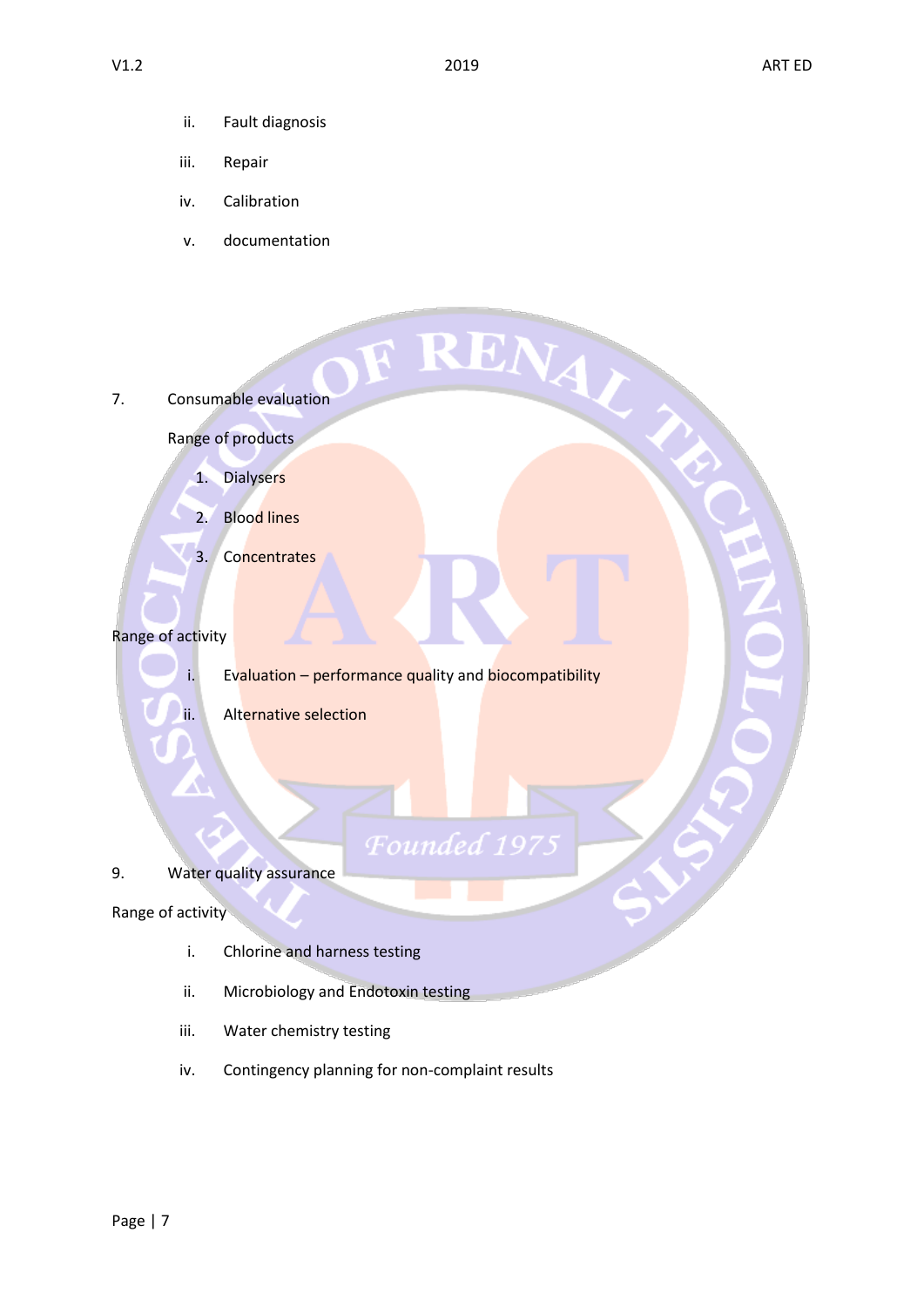ii. Fault diagnosis

iii. Repair

iv. Calibration

v. documentation

7. Consumable evaluation

Range of products

1. Dialysers
2. Blood lines
3. Concentrates

Range of activity

i. Evaluation – performance quality and biocompatibility

ii. Alternative selection

9. Water quality assurance

Range of activity

i. Chlorine and harness testing

ii. Microbiology and Endotoxin testing

iii. Water chemistry testing

iv. Contingency planning for non-complaint results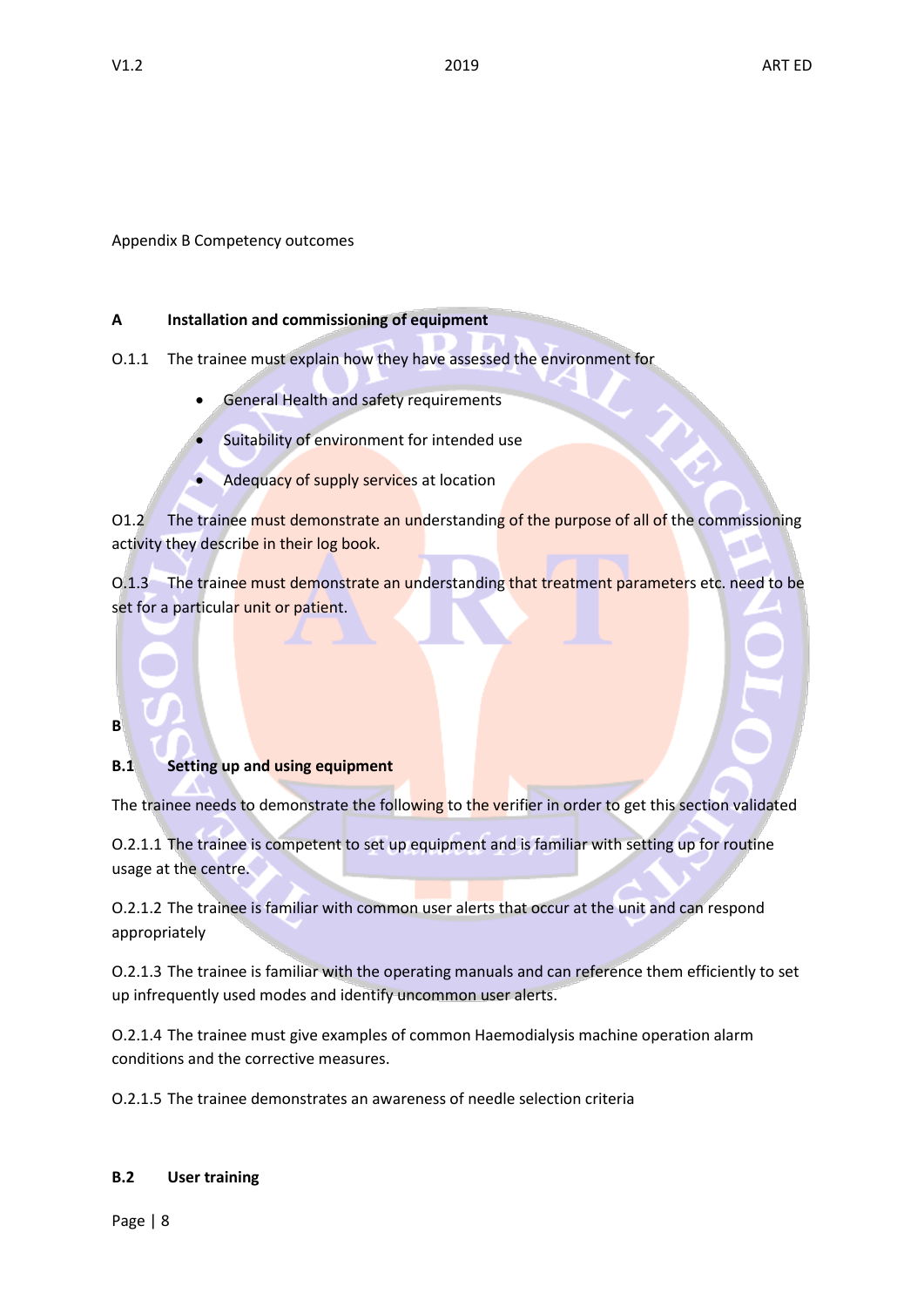Appendix B Competency outcomes

**A Installation and commissioning of equipment**

O.1.1 The trainee must explain how they have assessed the environment for

- General Health and safety requirements
- Suitability of environment for intended use
- Adequacy of supply services at location

O1.2 The trainee must demonstrate an understanding of the purpose of all of the commissioning activity they describe in their log book.

O.1.3 The trainee must demonstrate an understanding that treatment parameters etc. need to be set for a particular unit or patient.

**B**

**B.1 Setting up and using equipment**

The trainee needs to demonstrate the following to the verifier in order to get this section validated

O.2.1.1 The trainee is competent to set up equipment and is familiar with setting up for routine usage at the centre.

O.2.1.2 The trainee is familiar with common user alerts that occur at the unit and can respond appropriately

O.2.1.3 The trainee is familiar with the operating manuals and can reference them efficiently to set up infrequently used modes and identify uncommon user alerts.

O.2.1.4 The trainee must give examples of common Haemodialysis machine operation alarm conditions and the corrective measures.

O.2.1.5 The trainee demonstrates an awareness of needle selection criteria

**B.2 User training**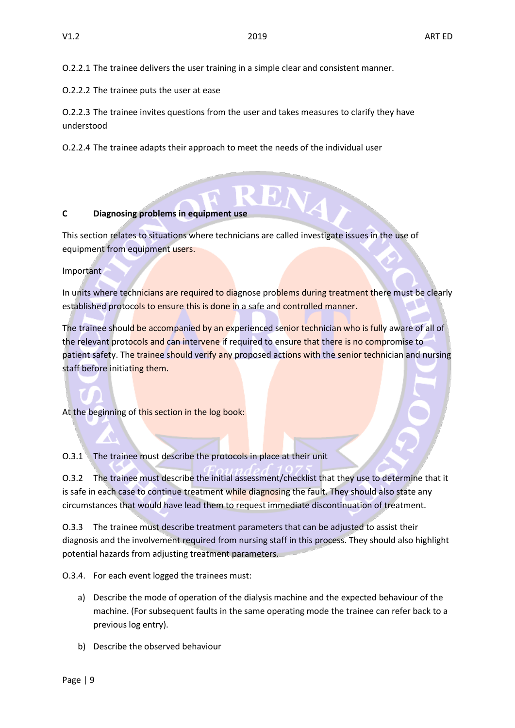O.2.2.1 The trainee delivers the user training in a simple clear and consistent manner.

O.2.2.2 The trainee puts the user at ease

O.2.2.3 The trainee invites questions from the user and takes measures to clarify they have understood

O.2.2.4 The trainee adapts their approach to meet the needs of the individual user

## C Diagnosing problems in equipment use

This section relates to situations where technicians are called investigate issues in the use of equipment from equipment users.

Important

In units where technicians are required to diagnose problems during treatment there must be clearly established protocols to ensure this is done in a safe and controlled manner.

The trainee should be accompanied by an experienced senior technician who is fully aware of all of the relevant protocols and can intervene if required to ensure that there is no compromise to patient safety. The trainee should verify any proposed actions with the senior technician and nursing staff before initiating them.

At the beginning of this section in the log book:

O.3.1 The trainee must describe the protocols in place at their unit

O.3.2 The trainee must describe the initial assessment/checklist that they use to determine that it is safe in each case to continue treatment while diagnosing the fault. They should also state any circumstances that would have lead them to request immediate discontinuation of treatment.

O.3.3 The trainee must describe treatment parameters that can be adjusted to assist their diagnosis and the involvement required from nursing staff in this process. They should also highlight potential hazards from adjusting treatment parameters.

O.3.4. For each event logged the trainees must:

a) Describe the mode of operation of the dialysis machine and the expected behaviour of the machine. (For subsequent faults in the same operating mode the trainee can refer back to a previous log entry).

b) Describe the observed behaviour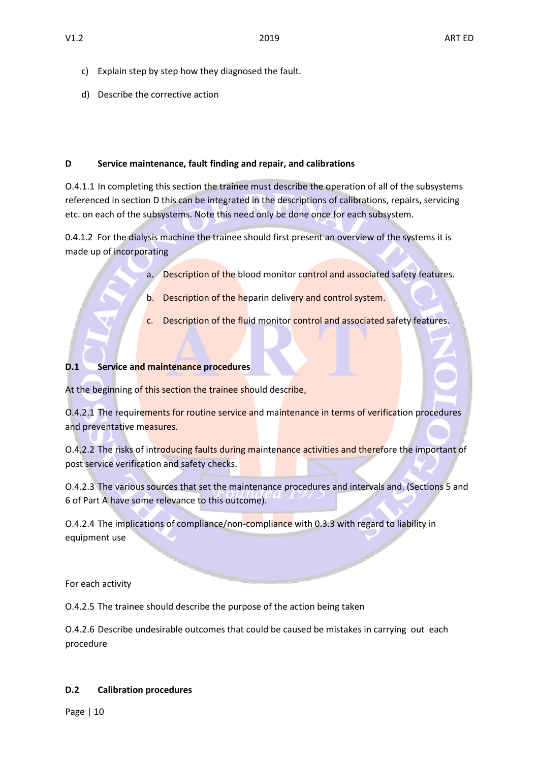c) Explain step by step how they diagnosed the fault.

d) Describe the corrective action

**D Service maintenance, fault finding and repair, and calibrations**

O.4.1.1 In completing this section the trainee must describe the operation of all of the subsystems referenced in section D this can be integrated in the descriptions of calibrations, repairs, servicing etc. on each of the subsystems. Note this need only be done once for each subsystem.

0.4.1.2 For the dialysis machine the trainee should first present an overview of the systems it is made up of incorporating

a. Description of the blood monitor control and associated safety features.

b. Description of the heparin delivery and control system.

c. Description of the fluid monitor control and associated safety features.

**D.1 Service and maintenance procedures**

At the beginning of this section the trainee should describe,

O.4.2.1 The requirements for routine service and maintenance in terms of verification procedures and preventative measures.

O.4.2.2 The risks of introducing faults during maintenance activities and therefore the important of post service verification and safety checks.

O.4.2.3 The various sources that set the maintenance procedures and intervals and. (Sections 5 and 6 of Part A have some relevance to this outcome).

O.4.2.4 The implications of compliance/non-compliance with 0.3.3 with regard to liability in equipment use

For each activity

O.4.2.5 The trainee should describe the purpose of the action being taken

O.4.2.6 Describe undesirable outcomes that could be caused be mistakes in carrying out each procedure

**D.2 Calibration procedures**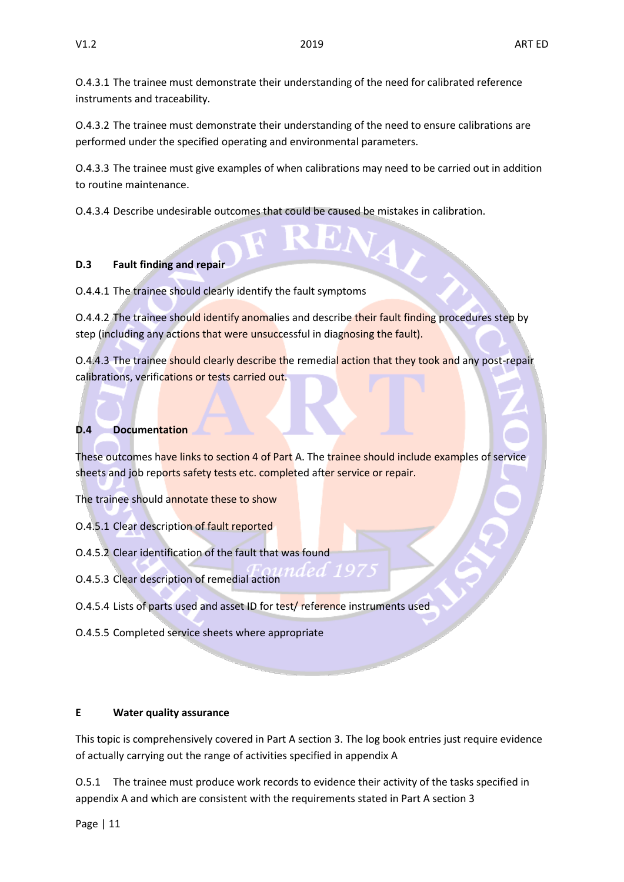O.4.3.1 The trainee must demonstrate their understanding of the need for calibrated reference instruments and traceability.

O.4.3.2 The trainee must demonstrate their understanding of the need to ensure calibrations are performed under the specified operating and environmental parameters.

O.4.3.3 The trainee must give examples of when calibrations may need to be carried out in addition to routine maintenance.

O.4.3.4 Describe undesirable outcomes that could be caused be mistakes in calibration.

### D.3 Fault finding and repair

O.4.4.1 The trainee should clearly identify the fault symptoms

O.4.4.2 The trainee should identify anomalies and describe their fault finding procedures step by step (including any actions that were unsuccessful in diagnosing the fault).

O.4.4.3 The trainee should clearly describe the remedial action that they took and any post-repair calibrations, verifications or tests carried out.

### D.4 Documentation

These outcomes have links to section 4 of Part A. The trainee should include examples of service sheets and job reports safety tests etc. completed after service or repair.

The trainee should annotate these to show

O.4.5.1 Clear description of fault reported

O.4.5.2 Clear identification of the fault that was found

O.4.5.3 Clear description of remedial action

O.4.5.4 Lists of parts used and asset ID for test/ reference instruments used

O.4.5.5 Completed service sheets where appropriate

## E Water quality assurance

This topic is comprehensively covered in Part A section 3. The log book entries just require evidence of actually carrying out the range of activities specified in appendix A

O.5.1 The trainee must produce work records to evidence their activity of the tasks specified in appendix A and which are consistent with the requirements stated in Part A section 3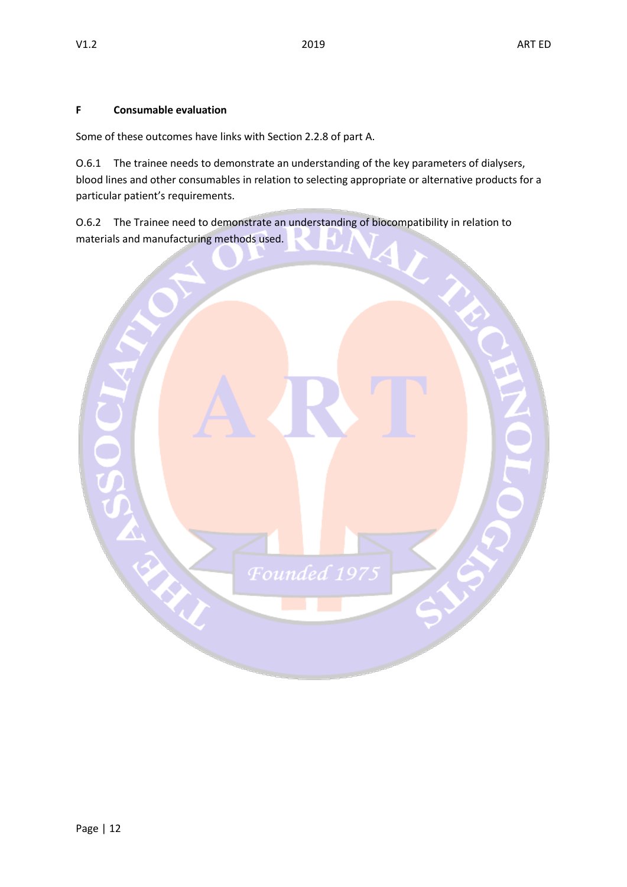**F Consumable evaluation**

Some of these outcomes have links with Section 2.2.8 of part A.

O.6.1 The trainee needs to demonstrate an understanding of the key parameters of dialysers, blood lines and other consumables in relation to selecting appropriate or alternative products for a particular patient's requirements.

O.6.2 The Trainee need to demonstrate an understanding of biocompatibility in relation to materials and manufacturing methods used.